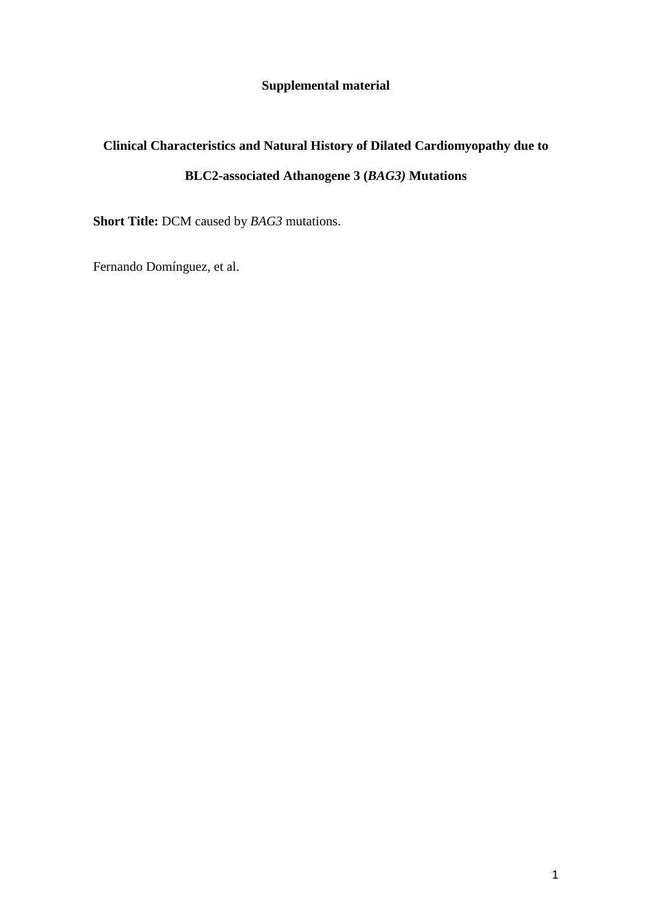**Supplemental material**

# Clinical Characteristics and Natural History of Dilated Cardiomyopathy due to BLC2-associated Athanogene 3 (*BAG3)* Mutations

**Short Title:** DCM caused by *BAG3* mutations.

Fernando Domínguez, et al.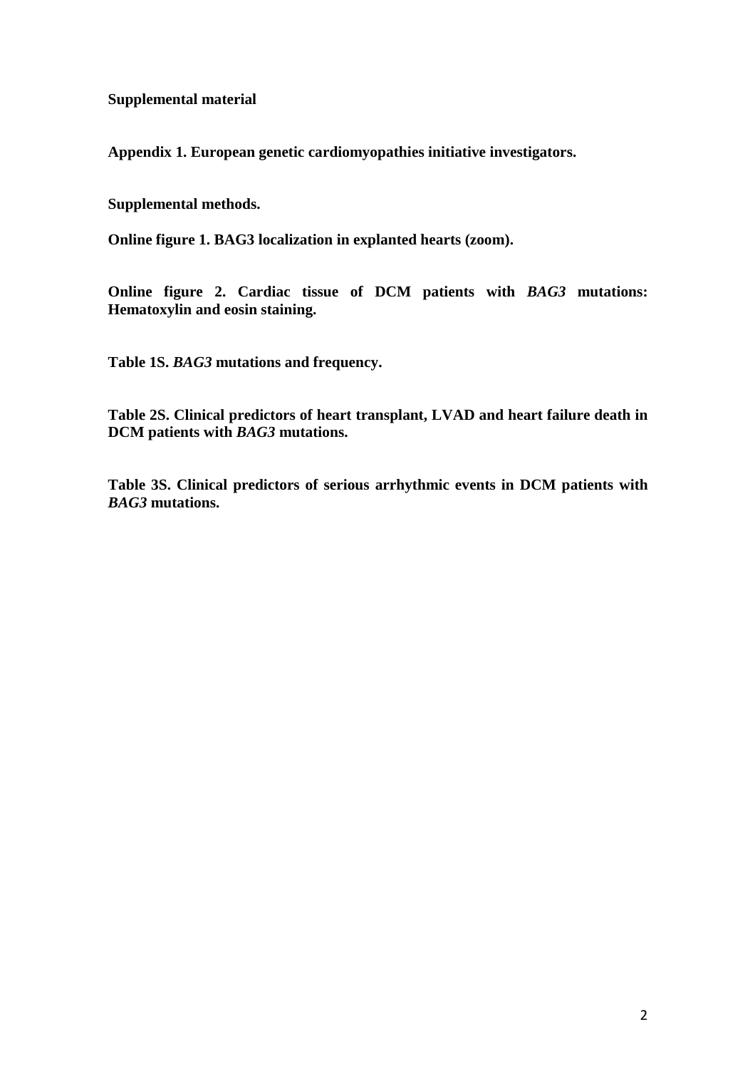**Supplemental material**

**Appendix 1. European genetic cardiomyopathies initiative investigators.**

**Supplemental methods.**

**Online figure 1. BAG3 localization in explanted hearts (zoom).**

**Online figure 2. Cardiac tissue of DCM patients with *BAG3* mutations: Hematoxylin and eosin staining.**

**Table 1S. *BAG3* mutations and frequency.**

**Table 2S. Clinical predictors of heart transplant, LVAD and heart failure death in DCM patients with *BAG3* mutations.**

**Table 3S. Clinical predictors of serious arrhythmic events in DCM patients with *BAG3* mutations.**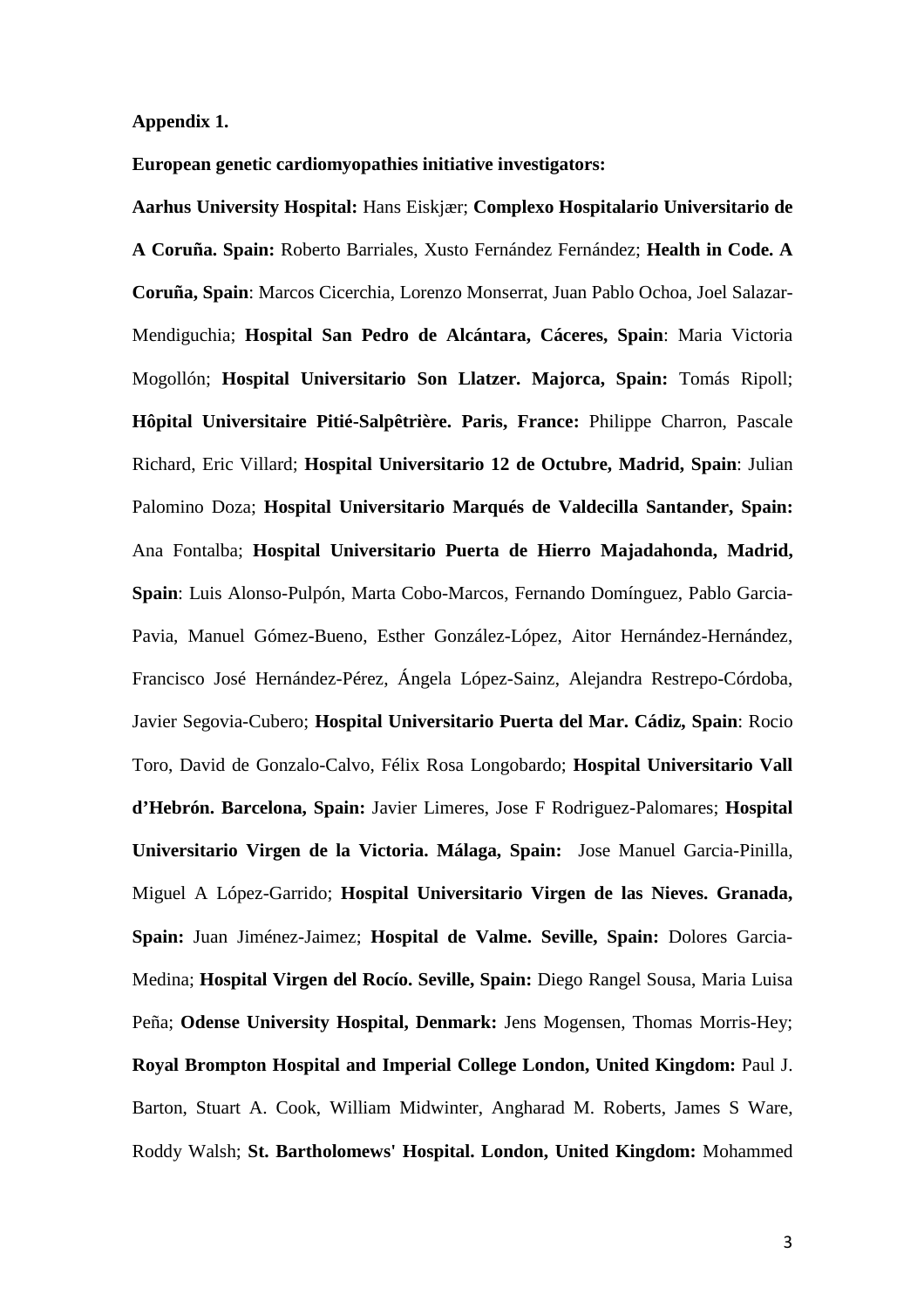**Appendix 1.**

**European genetic cardiomyopathies initiative investigators:**

**Aarhus University Hospital:** Hans Eiskjær; **Complexo Hospitalario Universitario de A Coruña. Spain:** Roberto Barriales, Xusto Fernández Fernández; **Health in Code. A Coruña, Spain**: Marcos Cicerchia, Lorenzo Monserrat, Juan Pablo Ochoa, Joel Salazar-Mendiguchia; **Hospital San Pedro de Alcántara, Cáceres, Spain**: Maria Victoria Mogollón; **Hospital Universitario Son Llatzer. Majorca, Spain:** Tomás Ripoll; **Hôpital Universitaire Pitié-Salpêtrière. Paris, France:** Philippe Charron, Pascale Richard, Eric Villard; **Hospital Universitario 12 de Octubre, Madrid, Spain**: Julian Palomino Doza; **Hospital Universitario Marqués de Valdecilla Santander, Spain:** Ana Fontalba; **Hospital Universitario Puerta de Hierro Majadahonda, Madrid, Spain**: Luis Alonso-Pulpón, Marta Cobo-Marcos, Fernando Domínguez, Pablo Garcia-Pavia, Manuel Gómez-Bueno, Esther González-López, Aitor Hernández-Hernández, Francisco José Hernández-Pérez, Ángela López-Sainz, Alejandra Restrepo-Córdoba, Javier Segovia-Cubero; **Hospital Universitario Puerta del Mar. Cádiz, Spain**: Rocio Toro, David de Gonzalo-Calvo, Félix Rosa Longobardo; **Hospital Universitario Vall d'Hebrón. Barcelona, Spain:** Javier Limeres, Jose F Rodriguez-Palomares; **Hospital Universitario Virgen de la Victoria. Málaga, Spain:** Jose Manuel Garcia-Pinilla, Miguel A López-Garrido; **Hospital Universitario Virgen de las Nieves. Granada, Spain:** Juan Jiménez-Jaimez; **Hospital de Valme. Seville, Spain:** Dolores Garcia-Medina; **Hospital Virgen del Rocío. Seville, Spain:** Diego Rangel Sousa, Maria Luisa Peña; **Odense University Hospital, Denmark:** Jens Mogensen, Thomas Morris-Hey; **Royal Brompton Hospital and Imperial College London, United Kingdom:** Paul J. Barton, Stuart A. Cook, William Midwinter, Angharad M. Roberts, James S Ware, Roddy Walsh; **St. Bartholomews' Hospital. London, United Kingdom:** Mohammed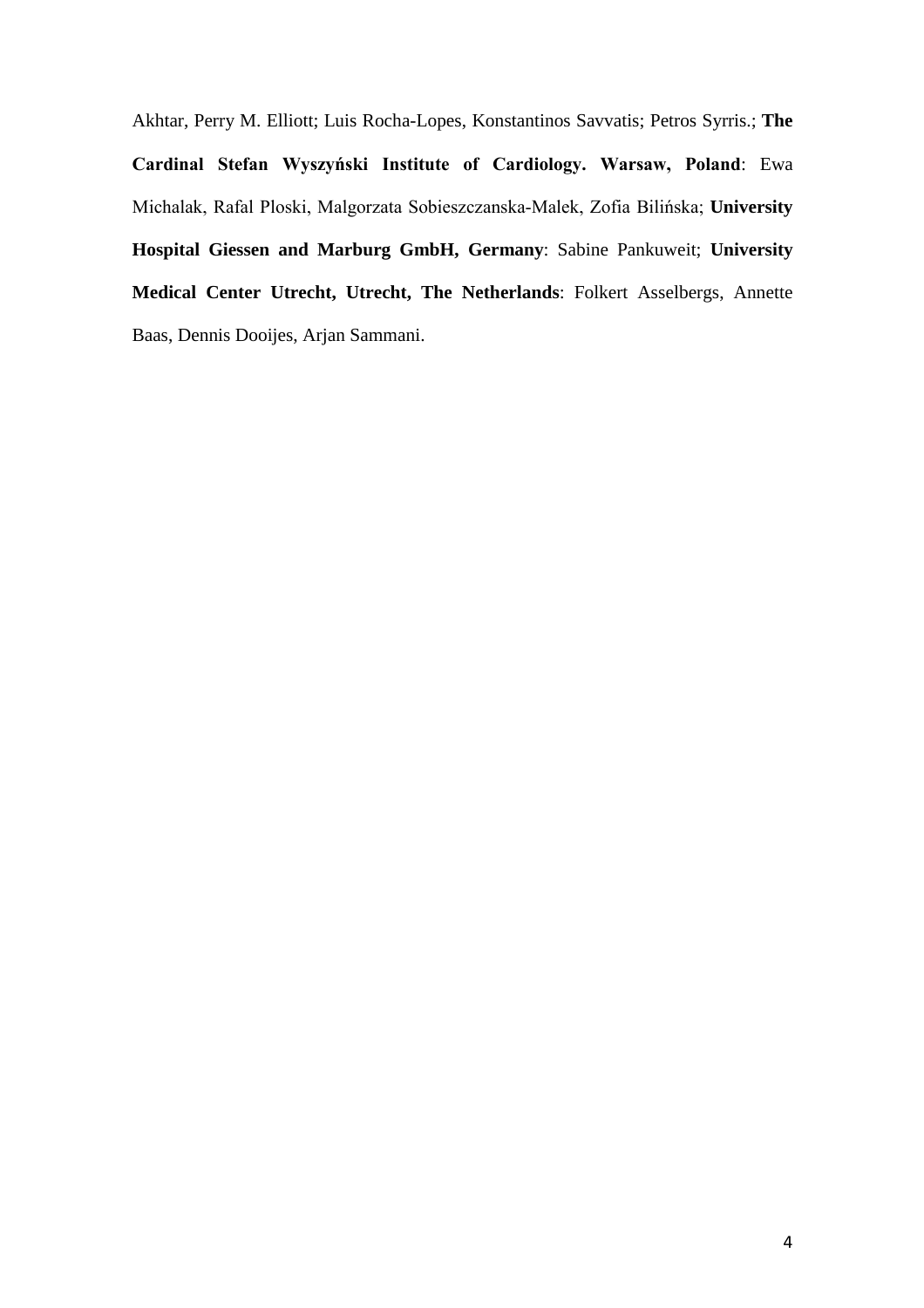Akhtar, Perry M. Elliott; Luis Rocha-Lopes, Konstantinos Savvatis; Petros Syrris.; **The Cardinal Stefan Wyszyński Institute of Cardiology. Warsaw, Poland**: Ewa Michalak, Rafal Ploski, Malgorzata Sobieszczanska-Malek, Zofia Bilińska; **University Hospital Giessen and Marburg GmbH, Germany**: Sabine Pankuweit; **University Medical Center Utrecht, Utrecht, The Netherlands**: Folkert Asselbergs, Annette Baas, Dennis Dooijes, Arjan Sammani.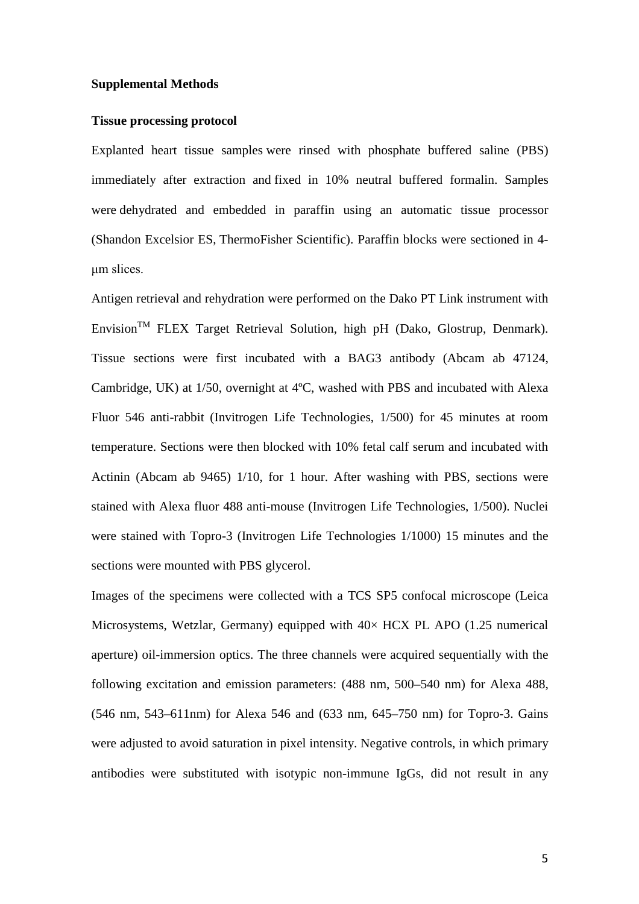## Supplemental Methods

### Tissue processing protocol

Explanted heart tissue samples were rinsed with phosphate buffered saline (PBS) immediately after extraction and fixed in 10% neutral buffered formalin. Samples were dehydrated and embedded in paraffin using an automatic tissue processor (Shandon Excelsior ES, ThermoFisher Scientific). Paraffin blocks were sectioned in 4-μm slices.

Antigen retrieval and rehydration were performed on the Dako PT Link instrument with Envision™ FLEX Target Retrieval Solution, high pH (Dako, Glostrup, Denmark). Tissue sections were first incubated with a BAG3 antibody (Abcam ab 47124, Cambridge, UK) at 1/50, overnight at 4ºC, washed with PBS and incubated with Alexa Fluor 546 anti-rabbit (Invitrogen Life Technologies, 1/500) for 45 minutes at room temperature. Sections were then blocked with 10% fetal calf serum and incubated with Actinin (Abcam ab 9465) 1/10, for 1 hour. After washing with PBS, sections were stained with Alexa fluor 488 anti-mouse (Invitrogen Life Technologies, 1/500). Nuclei were stained with Topro-3 (Invitrogen Life Technologies 1/1000) 15 minutes and the sections were mounted with PBS glycerol.

Images of the specimens were collected with a TCS SP5 confocal microscope (Leica Microsystems, Wetzlar, Germany) equipped with 40× HCX PL APO (1.25 numerical aperture) oil-immersion optics. The three channels were acquired sequentially with the following excitation and emission parameters: (488 nm, 500–540 nm) for Alexa 488, (546 nm, 543–611nm) for Alexa 546 and (633 nm, 645–750 nm) for Topro-3. Gains were adjusted to avoid saturation in pixel intensity. Negative controls, in which primary antibodies were substituted with isotypic non-immune IgGs, did not result in any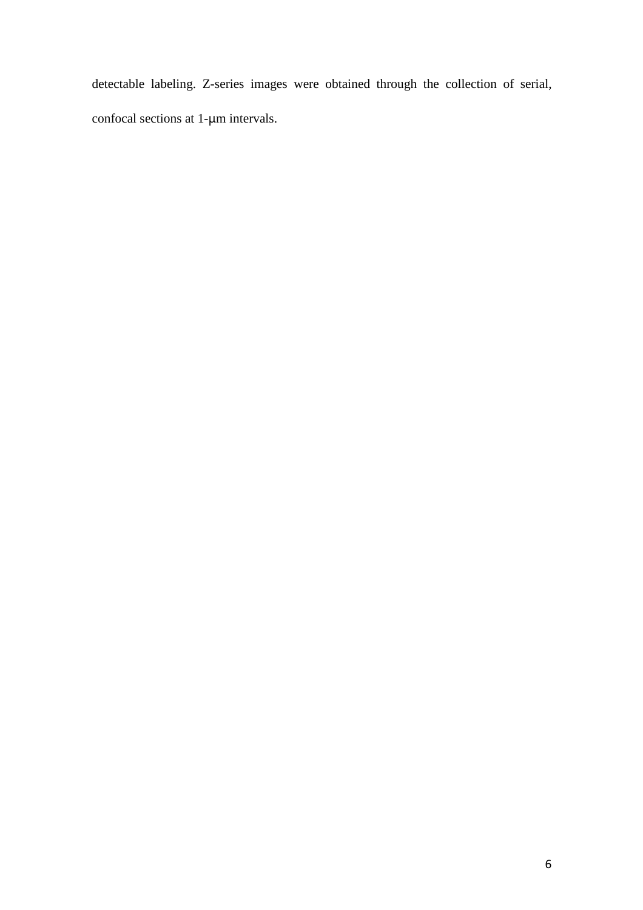detectable labeling. Z-series images were obtained through the collection of serial, confocal sections at 1-μm intervals.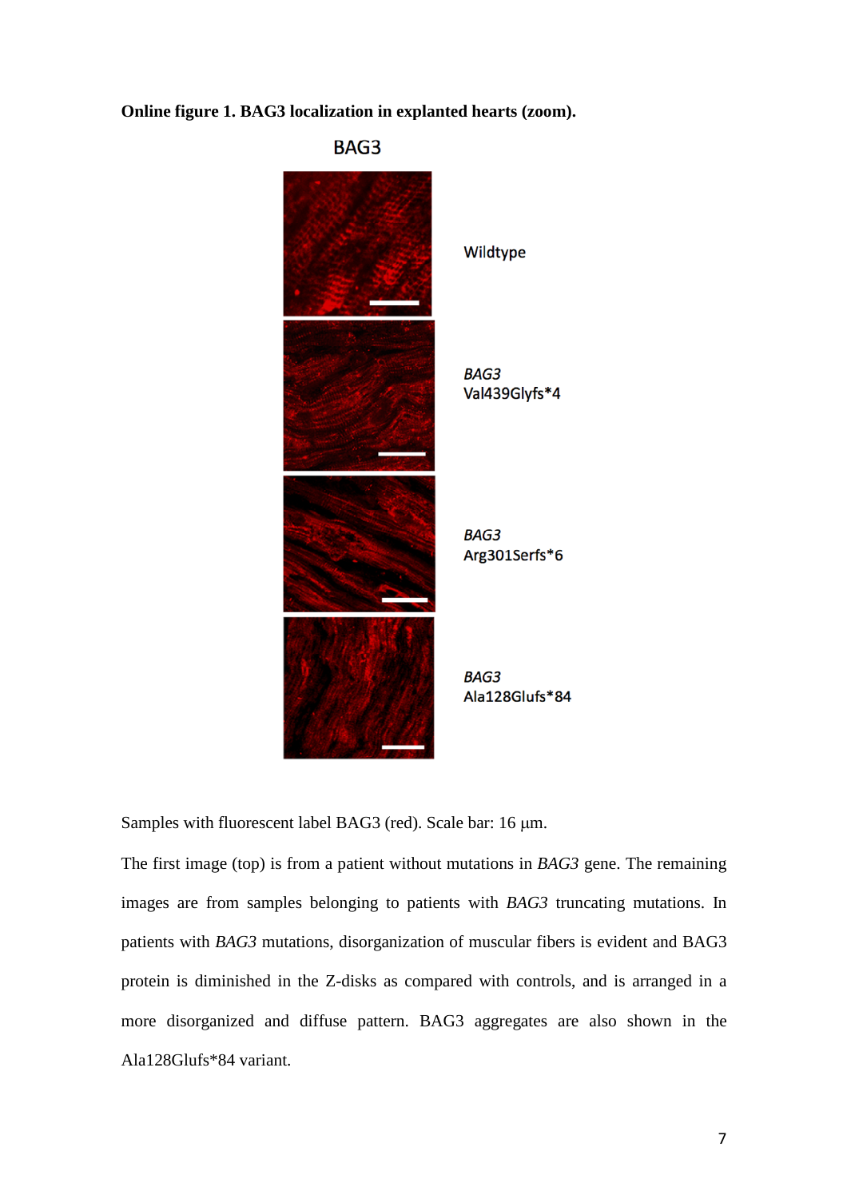**Online figure 1. BAG3 localization in explanted hearts (zoom).**

BAG3

Wildtype

*BAG3* Val439Glyfs*4

*BAG3* Arg301Serfs*6

*BAG3* Ala128Glufs*84

Samples with fluorescent label BAG3 (red). Scale bar: 16 μm.

The first image (top) is from a patient without mutations in *BAG3* gene. The remaining images are from samples belonging to patients with *BAG3* truncating mutations. In patients with *BAG3* mutations, disorganization of muscular fibers is evident and BAG3 protein is diminished in the Z-disks as compared with controls, and is arranged in a more disorganized and diffuse pattern. BAG3 aggregates are also shown in the Ala128Glufs*84 variant.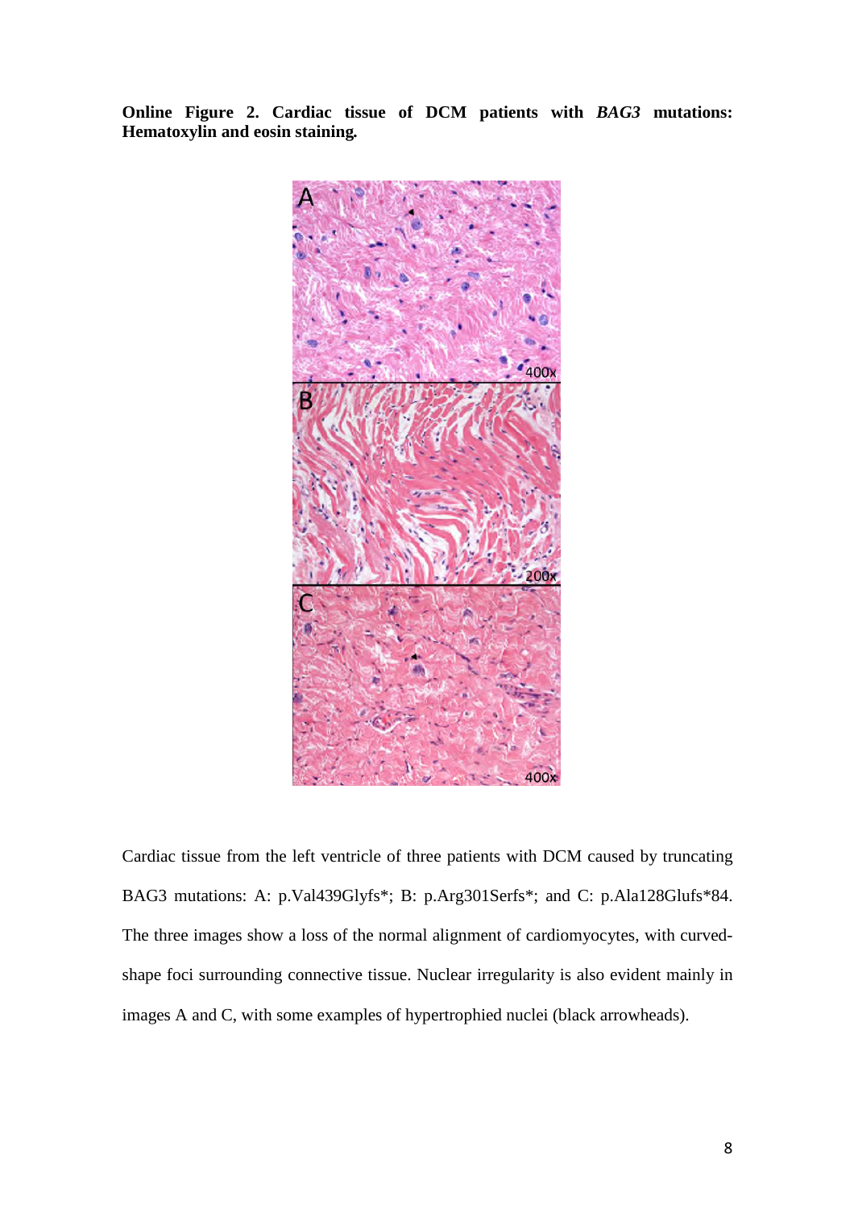**Online Figure 2. Cardiac tissue of DCM patients with *BAG3* mutations: Hematoxylin and eosin staining.**

Cardiac tissue from the left ventricle of three patients with DCM caused by truncating BAG3 mutations: A: p.Val439Glyfs*; B: p.Arg301Serfs*; and C: p.Ala128Glufs*84. The three images show a loss of the normal alignment of cardiomyocytes, with curved-shape foci surrounding connective tissue. Nuclear irregularity is also evident mainly in images A and C, with some examples of hypertrophied nuclei (black arrowheads).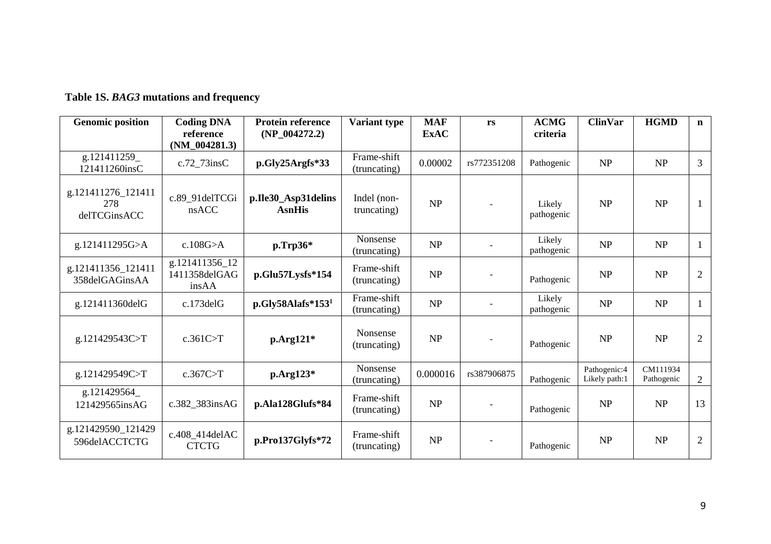**Table 1S.** ***BAG3*** **mutations and frequency**

| Genomic position | Coding DNA reference (NM_004281.3) | Protein reference (NP_004272.2) | Variant type | MAF ExAC | rs | ACMG criteria | ClinVar | HGMD | n |
|---|---|---|---|---|---|---|---|---|---|
| g.121411259_121411260insC | c.72_73insC | **p.Gly25Argfs*33** | Frame-shift (truncating) | 0.00002 | rs772351208 | Pathogenic | NP | NP | 3 |
| g.121411276_121411278 delTCGinsACC | c.89_91delTCGinsACC | **p.Ile30_Asp31delinsAsnHis** | Indel (non-truncating) | NP | - | Likely pathogenic | NP | NP | 1 |
| g.121411295G>A | c.108G>A | **p.Trp36*** | Nonsense (truncating) | NP | - | Likely pathogenic | NP | NP | 1 |
| g.121411356_121411358delGAGinsAA | g.121411356_121411358delGAGinsAA | **p.Glu57Lysfs*154** | Frame-shift (truncating) | NP | - | Pathogenic | NP | NP | 2 |
| g.121411360delG | c.173delG | **p.Gly58Alafs*153**[1] | Frame-shift (truncating) | NP | - | Likely pathogenic | NP | NP | 1 |
| g.121429543C>T | c.361C>T | **p.Arg121*** | Nonsense (truncating) | NP | - | Pathogenic | NP | NP | 2 |
| g.121429549C>T | c.367C>T | **p.Arg123*** | Nonsense (truncating) | 0.000016 | rs387906875 | Pathogenic | Pathogenic:4 Likely path:1 | CM111934 Pathogenic | 2 |
| g.121429564_121429565insAG | c.382_383insAG | **p.Ala128Glufs*84** | Frame-shift (truncating) | NP | - | Pathogenic | NP | NP | 13 |
| g.121429590_121429596delACCTCTG | c.408_414delACCTCTG | **p.Pro137Glyfs*72** | Frame-shift (truncating) | NP | - | Pathogenic | NP | NP | 2 |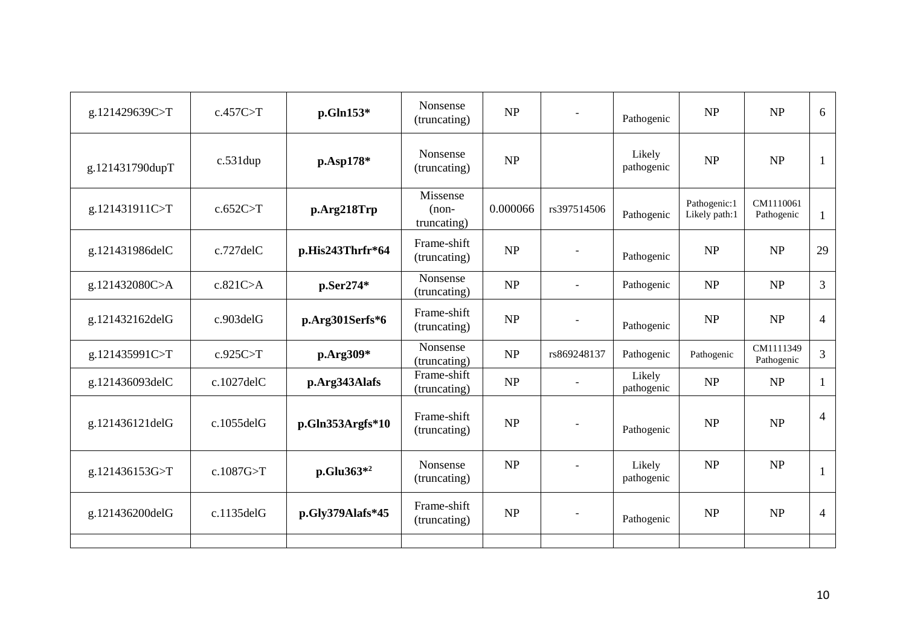| | | | | | | | | | |
|---|---|---|---|---|---|---|---|---|---|
| g.121429639C>T | c.457C>T | **p.Gln153*** | Nonsense (truncating) | NP | - | Pathogenic | NP | NP | 6 |
| g.121431790dupT | c.531dup | **p.Asp178*** | Nonsense (truncating) | NP | | Likely pathogenic | NP | NP | 1 |
| g.121431911C>T | c.652C>T | **p.Arg218Trp** | Missense (non-truncating) | 0.000066 | rs397514506 | Pathogenic | Pathogenic:1 Likely path:1 | CM1110061 Pathogenic | 1 |
| g.121431986delC | c.727delC | **p.His243Thrfr*64** | Frame-shift (truncating) | NP | - | Pathogenic | NP | NP | 29 |
| g.121432080C>A | c.821C>A | **p.Ser274*** | Nonsense (truncating) | NP | - | Pathogenic | NP | NP | 3 |
| g.121432162delG | c.903delG | **p.Arg301Serfs*6** | Frame-shift (truncating) | NP | - | Pathogenic | NP | NP | 4 |
| g.121435991C>T | c.925C>T | **p.Arg309*** | Nonsense (truncating) | NP | rs869248137 | Pathogenic | Pathogenic | CM1111349 Pathogenic | 3 |
| g.121436093delC | c.1027delC | **p.Arg343Alafs** | Frame-shift (truncating) | NP | - | Likely pathogenic | NP | NP | 1 |
| g.121436121delG | c.1055delG | **p.Gln353Argfs*10** | Frame-shift (truncating) | NP | - | Pathogenic | NP | NP | 4 |
| g.121436153G>T | c.1087G>T | **p.Glu363*[2]** | Nonsense (truncating) | NP | - | Likely pathogenic | NP | NP | 1 |
| g.121436200delG | c.1135delG | **p.Gly379Alafs*45** | Frame-shift (truncating) | NP | - | Pathogenic | NP | NP | 4 |
| | | | | | | | | | |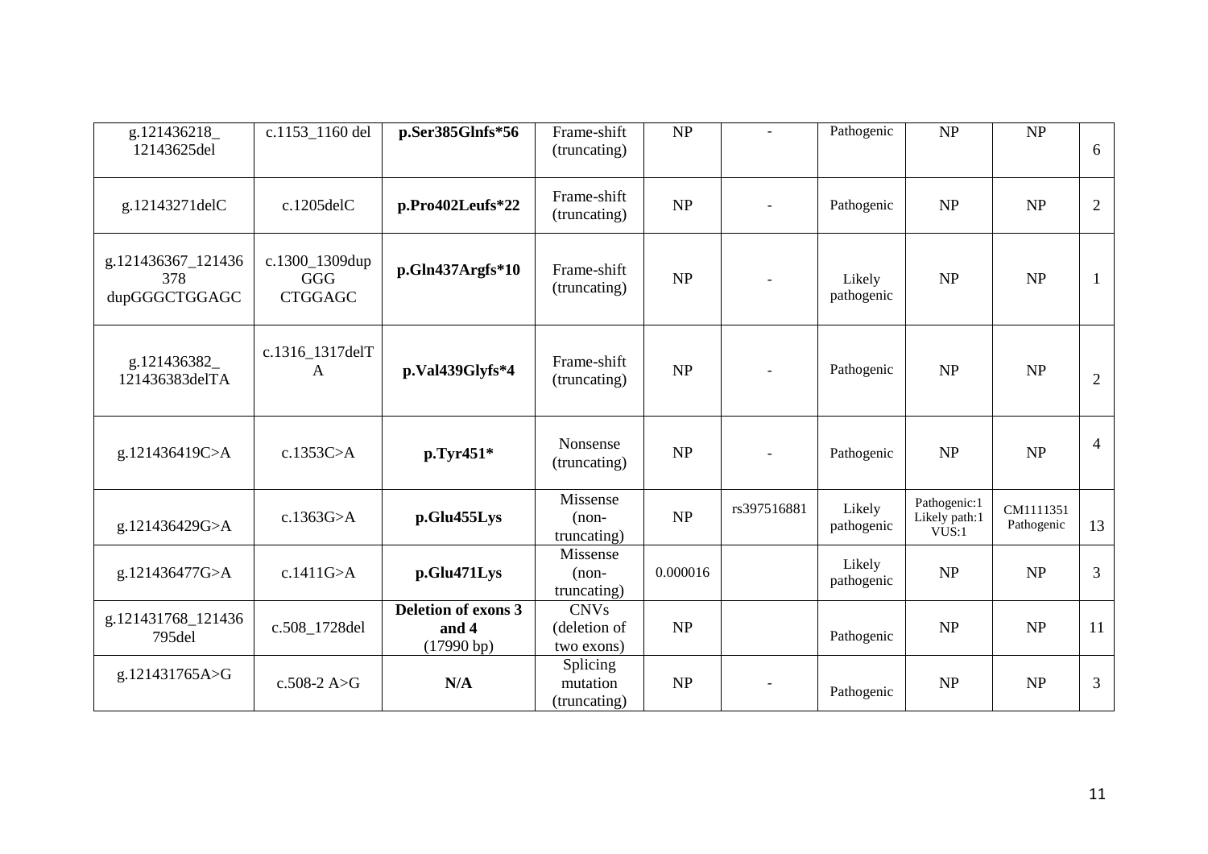| g.121436218_ 12143625del | c.1153_1160 del | **p.Ser385Glnfs*56** | Frame-shift (truncating) | NP | - | Pathogenic | NP | NP | 6 |
|---|---|---|---|---|---|---|---|---|---|
| g.12143271delC | c.1205delC | **p.Pro402Leufs*22** | Frame-shift (truncating) | NP | - | Pathogenic | NP | NP | 2 |
| g.121436367_121436378 dupGGGCTGGAGC | c.1300_1309dup GGG CTGGAGC | **p.Gln437Argfs*10** | Frame-shift (truncating) | NP | - | Likely pathogenic | NP | NP | 1 |
| g.121436382_ 121436383delTA | c.1316_1317delTA | **p.Val439Glyfs*4** | Frame-shift (truncating) | NP | - | Pathogenic | NP | NP | 2 |
| g.121436419C>A | c.1353C>A | **p.Tyr451*** | Nonsense (truncating) | NP | - | Pathogenic | NP | NP | 4 |
| g.121436429G>A | c.1363G>A | **p.Glu455Lys** | Missense (non-truncating) | NP | rs397516881 | Likely pathogenic | Pathogenic:1 Likely path:1 VUS:1 | CM1111351 Pathogenic | 13 |
| g.121436477G>A | c.1411G>A | **p.Glu471Lys** | Missense (non-truncating) | 0.000016 | | Likely pathogenic | NP | NP | 3 |
| g.121431768_121436795del | c.508_1728del | **Deletion of exons 3 and 4** (17990 bp) | CNVs (deletion of two exons) | NP | | Pathogenic | NP | NP | 11 |
| g.121431765A>G | c.508-2 A>G | **N/A** | Splicing mutation (truncating) | NP | - | Pathogenic | NP | NP | 3 |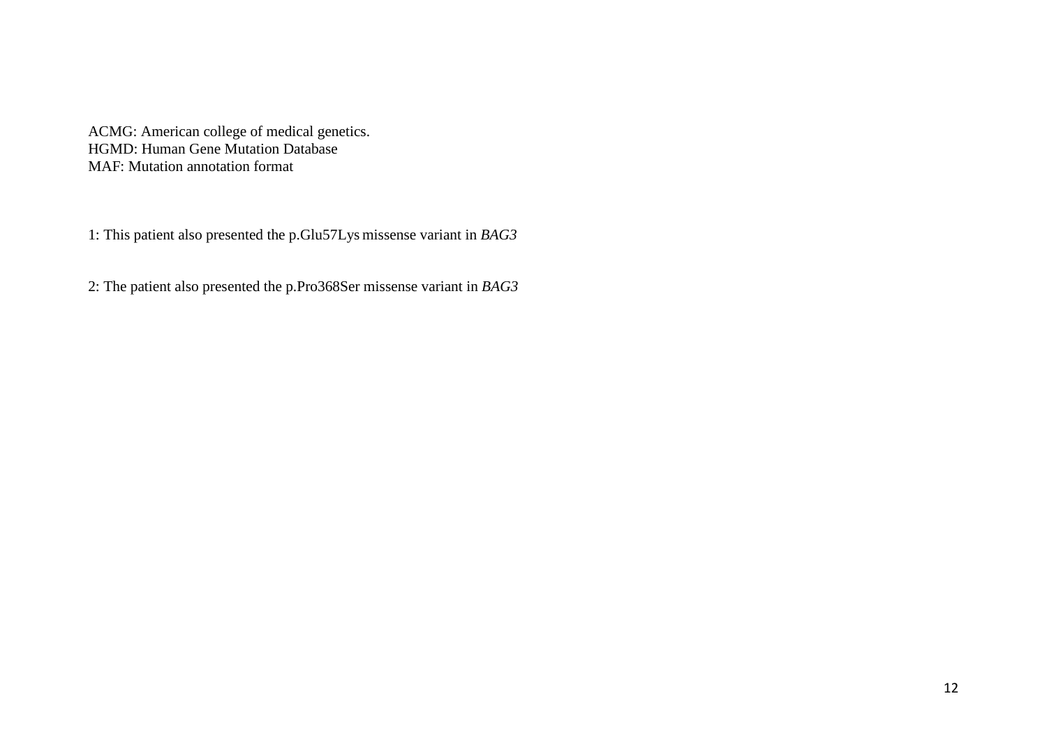ACMG: American college of medical genetics.
HGMD: Human Gene Mutation Database
MAF: Mutation annotation format

1: This patient also presented the p.Glu57Lys missense variant in *BAG3*

2: The patient also presented the p.Pro368Ser missense variant in *BAG3*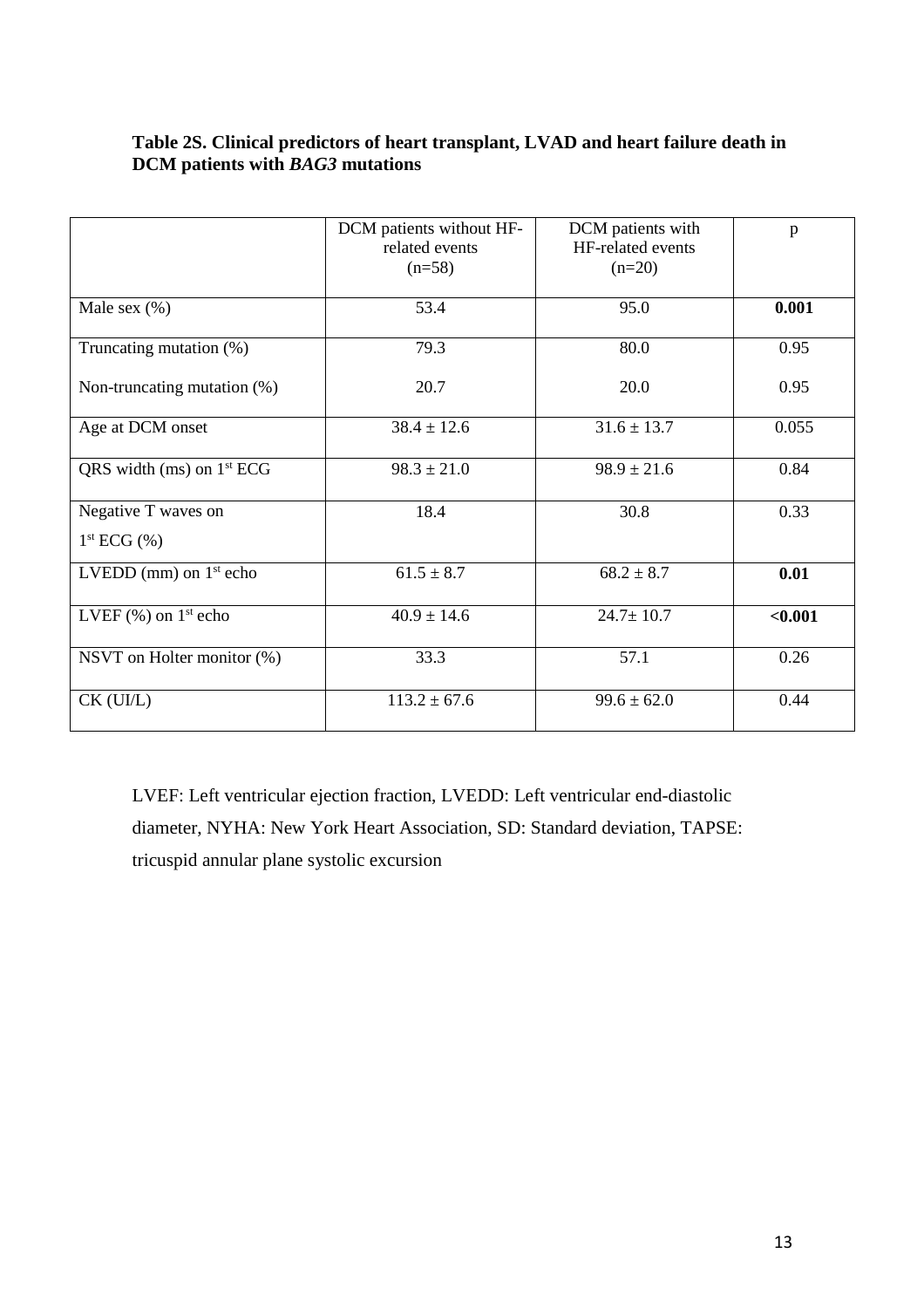**Table 2S. Clinical predictors of heart transplant, LVAD and heart failure death in DCM patients with *BAG3* mutations**

|  | DCM patients without HF-related events (n=58) | DCM patients with HF-related events (n=20) | p |
|---|---|---|---|
| Male sex (%) | 53.4 | 95.0 | **0.001** |
| Truncating mutation (%) | 79.3 | 80.0 | 0.95 |
| Non-truncating mutation (%) | 20.7 | 20.0 | 0.95 |
| Age at DCM onset | 38.4 ± 12.6 | 31.6 ± 13.7 | 0.055 |
| QRS width (ms) on 1st ECG | 98.3 ± 21.0 | 98.9 ± 21.6 | 0.84 |
| Negative T waves on 1st ECG (%) | 18.4 | 30.8 | 0.33 |
| LVEDD (mm) on 1st echo | 61.5 ± 8.7 | 68.2 ± 8.7 | **0.01** |
| LVEF (%) on 1st echo | 40.9 ± 14.6 | 24.7± 10.7 | **<0.001** |
| NSVT on Holter monitor (%) | 33.3 | 57.1 | 0.26 |
| CK (UI/L) | 113.2 ± 67.6 | 99.6 ± 62.0 | 0.44 |

LVEF: Left ventricular ejection fraction, LVEDD: Left ventricular end-diastolic diameter, NYHA: New York Heart Association, SD: Standard deviation, TAPSE: tricuspid annular plane systolic excursion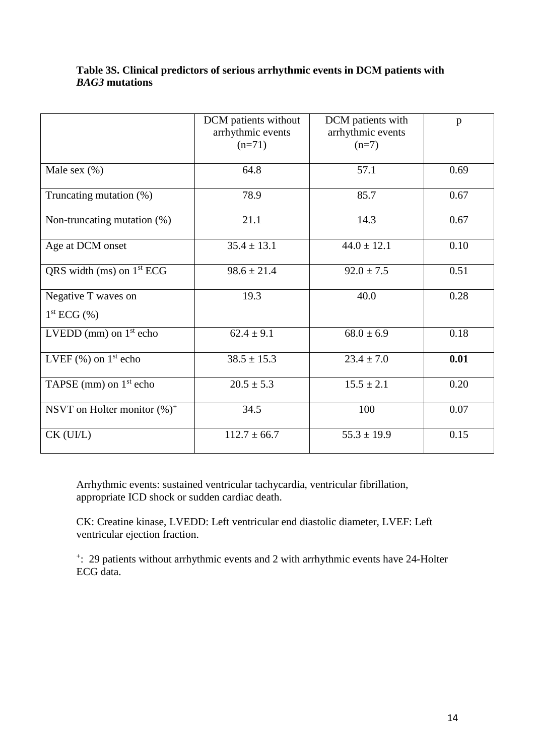**Table 3S. Clinical predictors of serious arrhythmic events in DCM patients with *BAG3* mutations**

| | DCM patients without arrhythmic events (n=71) | DCM patients with arrhythmic events (n=7) | p |
|---|---|---|---|
| Male sex (%) | 64.8 | 57.1 | 0.69 |
| Truncating mutation (%) | 78.9 | 85.7 | 0.67 |
| Non-truncating mutation (%) | 21.1 | 14.3 | 0.67 |
| Age at DCM onset | 35.4 ± 13.1 | 44.0 ± 12.1 | 0.10 |
| QRS width (ms) on 1st ECG | 98.6 ± 21.4 | 92.0 ± 7.5 | 0.51 |
| Negative T waves on 1st ECG (%) | 19.3 | 40.0 | 0.28 |
| LVEDD (mm) on 1st echo | 62.4 ± 9.1 | 68.0 ± 6.9 | 0.18 |
| LVEF (%) on 1st echo | 38.5 ± 15.3 | 23.4 ± 7.0 | **0.01** |
| TAPSE (mm) on 1st echo | 20.5 ± 5.3 | 15.5 ± 2.1 | 0.20 |
| NSVT on Holter monitor (%)$^{+}$ | 34.5 | 100 | 0.07 |
| CK (UI/L) | 112.7 ± 66.7 | 55.3 ± 19.9 | 0.15 |

Arrhythmic events: sustained ventricular tachycardia, ventricular fibrillation, appropriate ICD shock or sudden cardiac death.

CK: Creatine kinase, LVEDD: Left ventricular end diastolic diameter, LVEF: Left ventricular ejection fraction.

$^{+}$: 29 patients without arrhythmic events and 2 with arrhythmic events have 24-Holter ECG data.